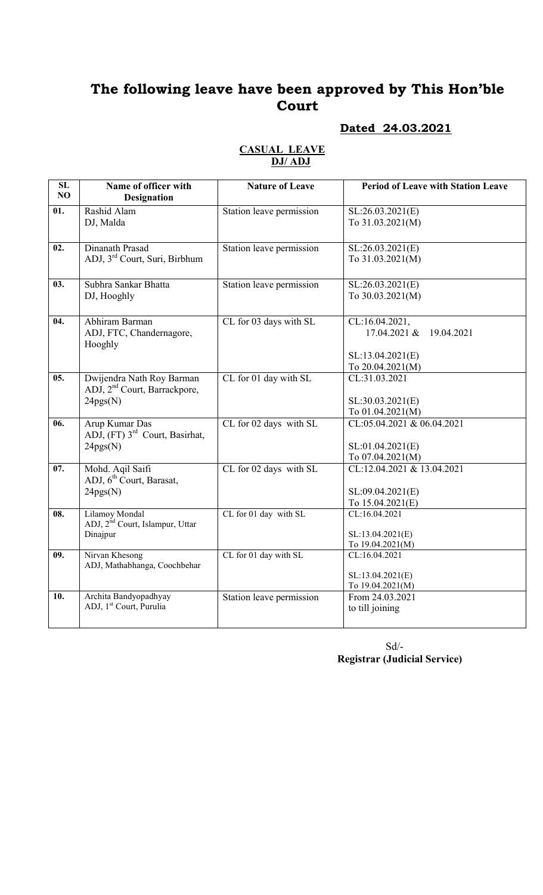# The following leave have been approved by This Hon'ble Court

**Dated 24.03.2021**

**CASUAL LEAVE**
**DJ/ ADJ**

| SL NO | Name of officer with Designation | Nature of Leave | Period of Leave with Station Leave |
|---|---|---|---|
| 01. | Rashid Alam<br>DJ, Malda | Station leave permission | SL:26.03.2021(E)<br>To 31.03.2021(M) |
| 02. | Dinanath Prasad<br>ADJ, 3rd Court, Suri, Birbhum | Station leave permission | SL:26.03.2021(E)<br>To 31.03.2021(M) |
| 03. | Subhra Sankar Bhatta<br>DJ, Hooghly | Station leave permission | SL:26.03.2021(E)<br>To 30.03.2021(M) |
| 04. | Abhiram Barman<br>ADJ, FTC, Chandernagore, Hooghly | CL for 03 days with SL | CL:16.04.2021, 17.04.2021 & 19.04.2021<br><br>SL:13.04.2021(E)<br>To 20.04.2021(M) |
| 05. | Dwijendra Nath Roy Barman<br>ADJ, 2nd Court, Barrackpore, 24pgs(N) | CL for 01 day with SL | CL:31.03.2021<br><br>SL:30.03.2021(E)<br>To 01.04.2021(M) |
| 06. | Arup Kumar Das<br>ADJ, (FT) 3rd Court, Basirhat, 24pgs(N) | CL for 02 days with SL | CL:05.04.2021 & 06.04.2021<br><br>SL:01.04.2021(E)<br>To 07.04.2021(M) |
| 07. | Mohd. Aqil Saifi<br>ADJ, 6th Court, Barasat, 24pgs(N) | CL for 02 days with SL | CL:12.04.2021 & 13.04.2021<br><br>SL:09.04.2021(E)<br>To 15.04.2021(E) |
| 08. | Lilamoy Mondal<br>ADJ, 2nd Court, Islampur, Uttar Dinajpur | CL for 01 day with SL | CL:16.04.2021<br><br>SL:13.04.2021(E)<br>To 19.04.2021(M) |
| 09. | Nirvan Khesong<br>ADJ, Mathabhanga, Coochbehar | CL for 01 day with SL | CL:16.04.2021<br><br>SL:13.04.2021(E)<br>To 19.04.2021(M) |
| 10. | Archita Bandyopadhyay<br>ADJ, 1st Court, Purulia | Station leave permission | From 24.03.2021<br>to till joining |

Sd/-
**Registrar (Judicial Service)**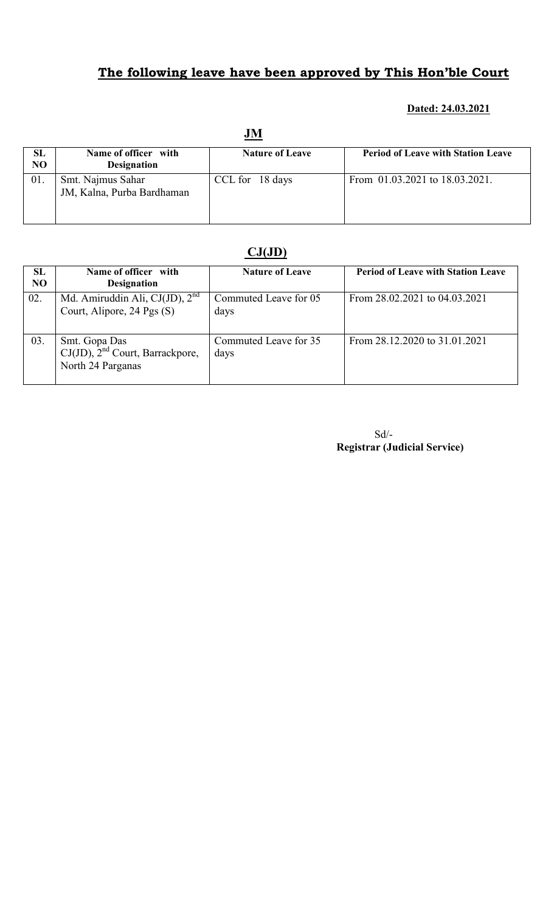## **The following leave have been approved by This Hon'ble Court**

**Dated: 24.03.2021**

### **JM**

| SL NO | Name of officer with Designation | Nature of Leave | Period of Leave with Station Leave |
|---|---|---|---|
| 01. | Smt. Najmus Sahar<br>JM, Kalna, Purba Bardhaman | CCL for 18 days | From 01.03.2021 to 18.03.2021. |

### **CJ(JD)**

| SL NO | Name of officer with Designation | Nature of Leave | Period of Leave with Station Leave |
|---|---|---|---|
| 02. | Md. Amiruddin Ali, CJ(JD), 2nd Court, Alipore, 24 Pgs (S) | Commuted Leave for 05 days | From 28.02.2021 to 04.03.2021 |
| 03. | Smt. Gopa Das<br>CJ(JD), 2nd Court, Barrackpore, North 24 Parganas | Commuted Leave for 35 days | From 28.12.2020 to 31.01.2021 |

Sd/-
**Registrar (Judicial Service)**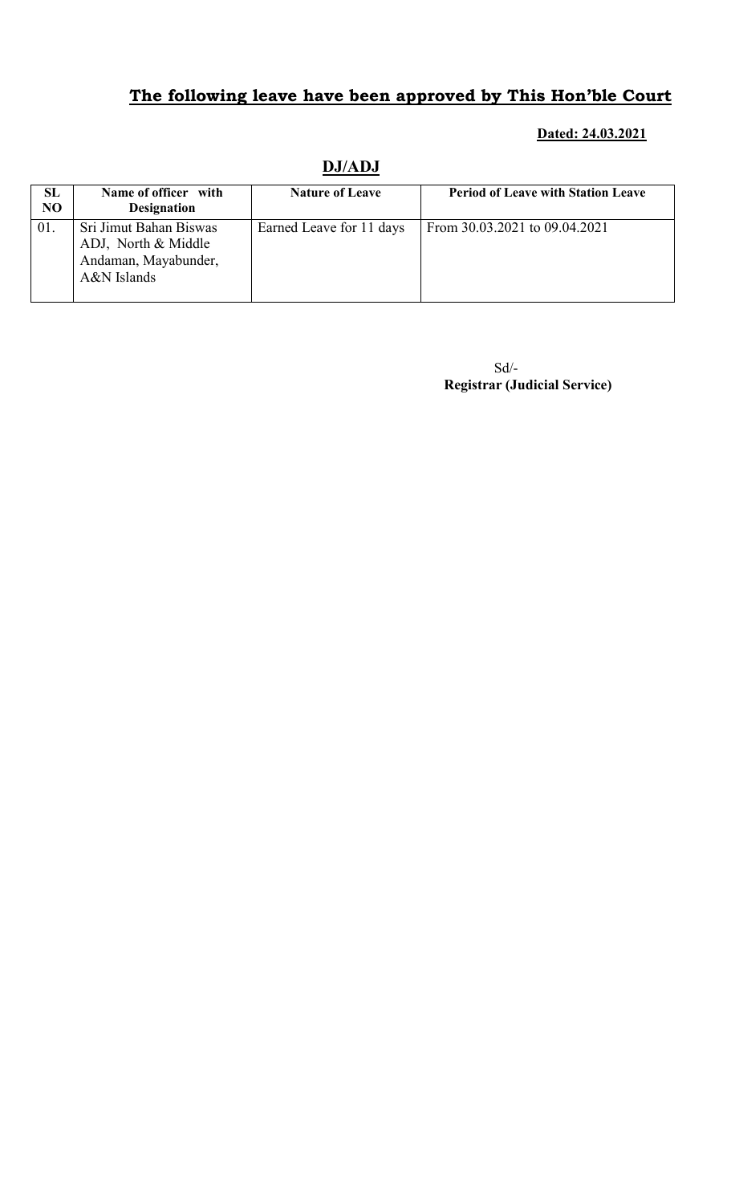## The following leave have been approved by This Hon'ble Court

**Dated: 24.03.2021**

### DJ/ADJ

| SL NO | Name of officer with Designation | Nature of Leave | Period of Leave with Station Leave |
|---|---|---|---|
| 01. | Sri Jimut Bahan Biswas ADJ, North & Middle Andaman, Mayabunder, A&N Islands | Earned Leave for 11 days | From 30.03.2021 to 09.04.2021 |

Sd/-
**Registrar (Judicial Service)**